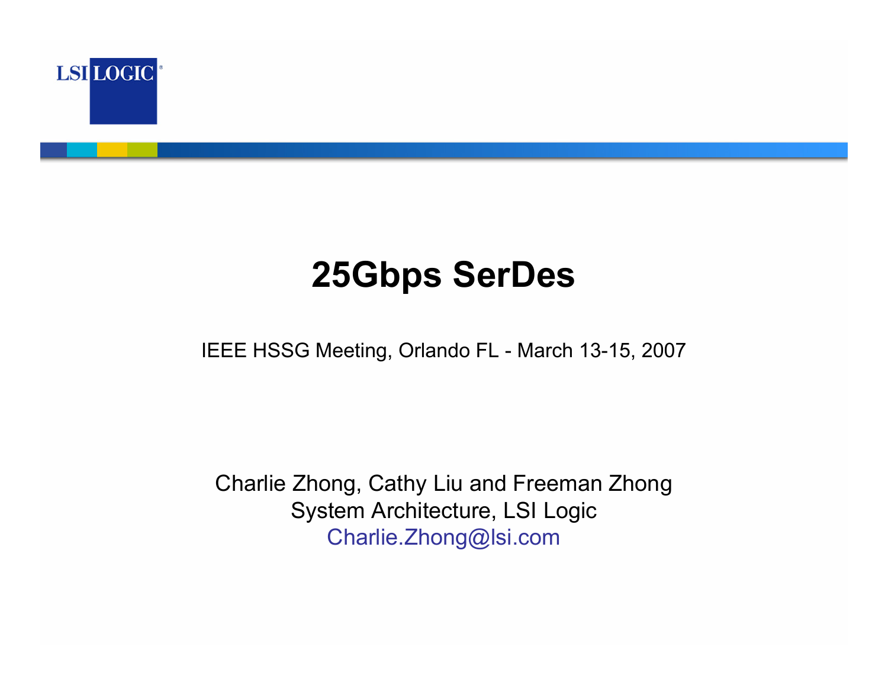LSI LOGIC

# 25Gbps SerDes

IEEE HSSG Meeting, Orlando FL - March 13-15, 2007

Charlie Zhong, Cathy Liu and Freeman Zhong
System Architecture, LSI Logic
Charlie.Zhong@lsi.com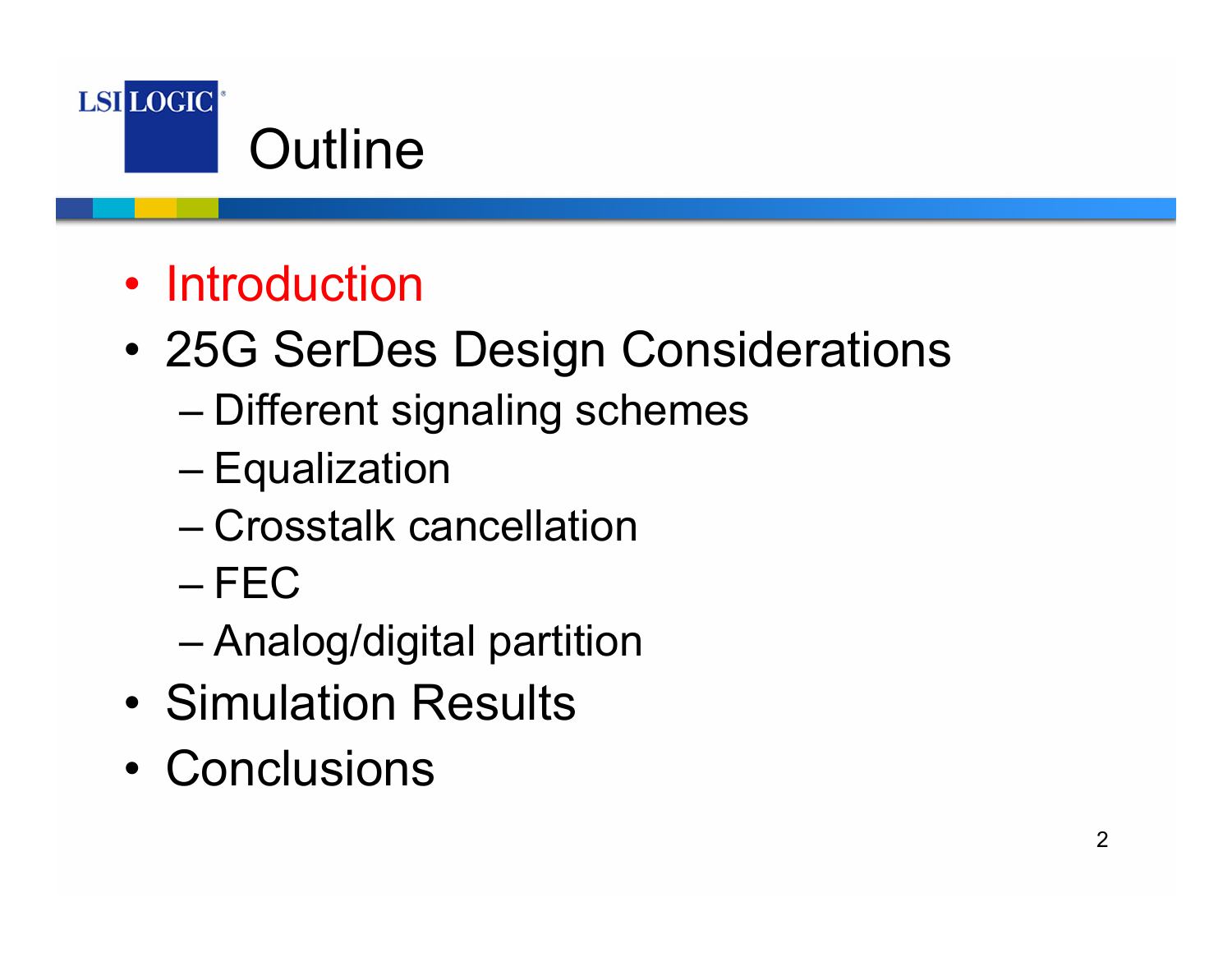# Outline

- Introduction
- 25G SerDes Design Considerations
  - Different signaling schemes
  - Equalization
  - Crosstalk cancellation
  - FEC
  - Analog/digital partition
- Simulation Results
- Conclusions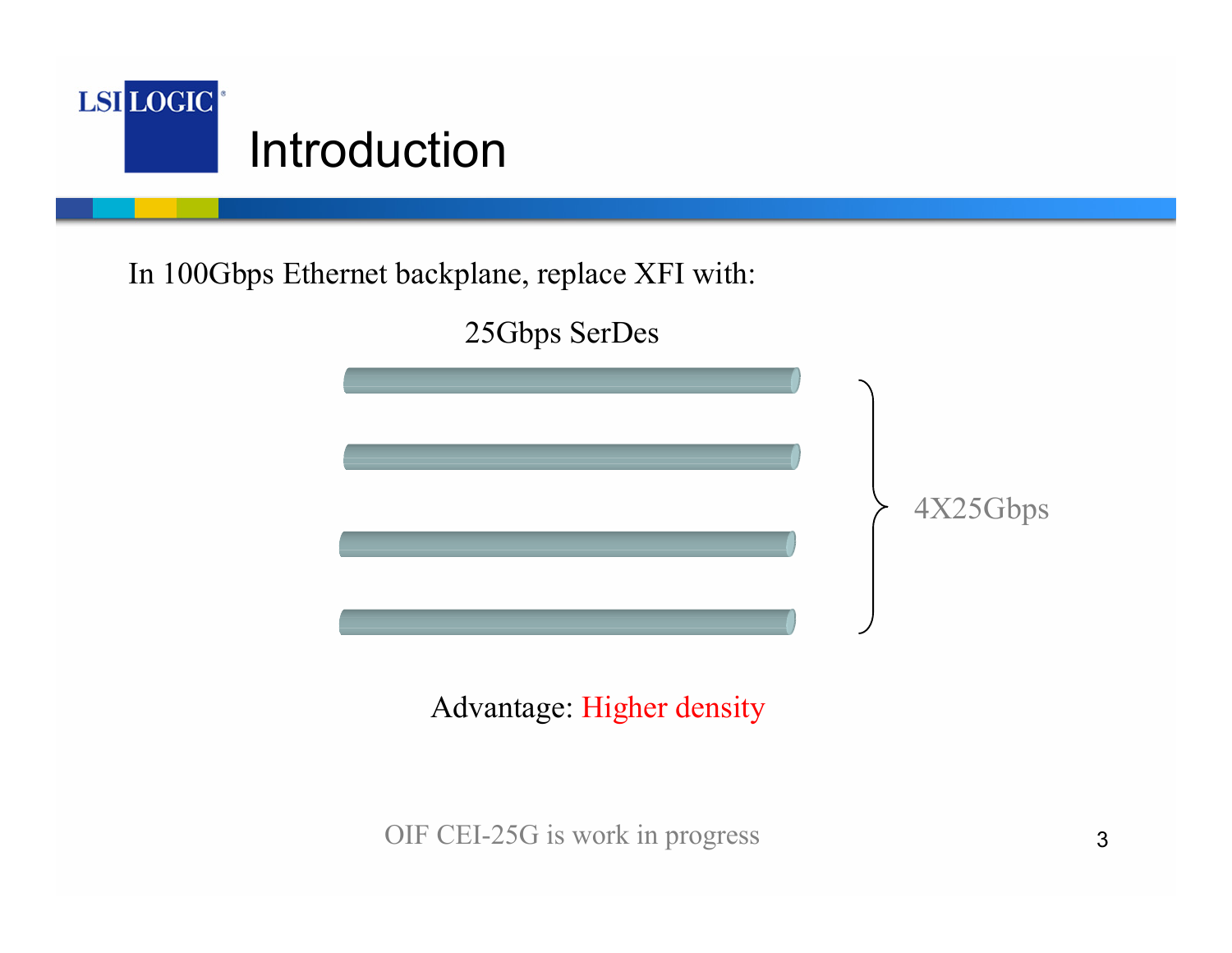# Introduction

In 100Gbps Ethernet backplane, replace XFI with:

25Gbps SerDes

4X25Gbps

Advantage: Higher density

OIF CEI-25G is work in progress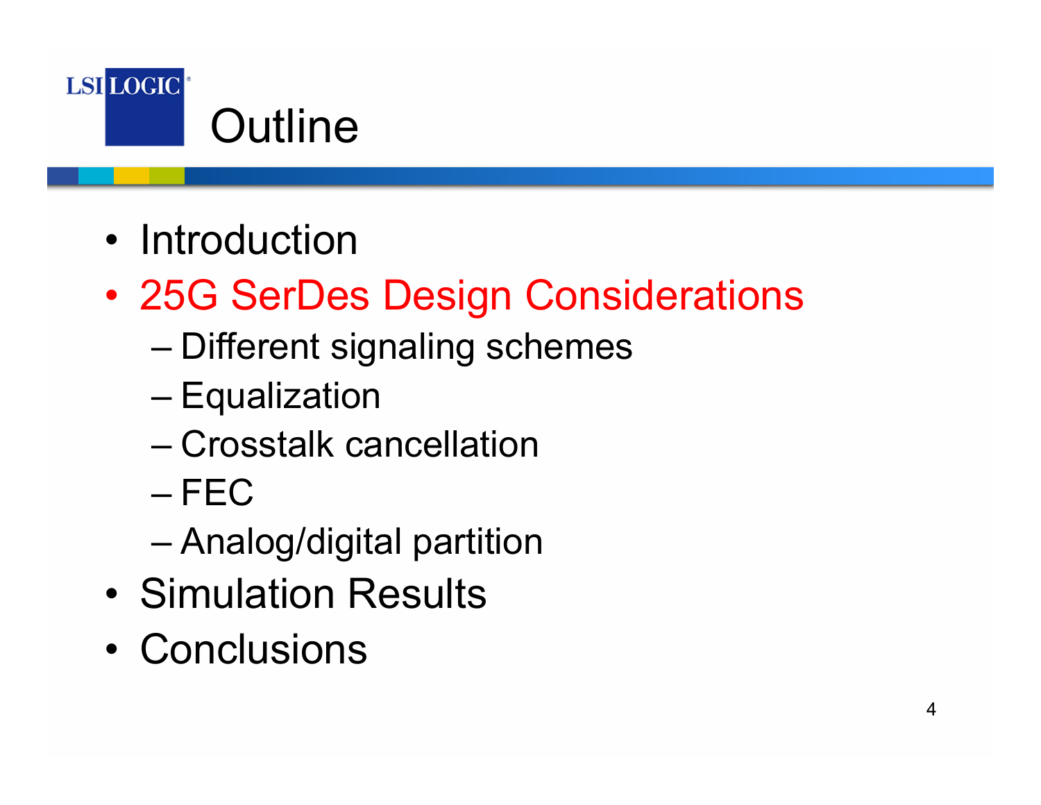# Outline

- Introduction
- 25G SerDes Design Considerations
  - Different signaling schemes
  - Equalization
  - Crosstalk cancellation
  - FEC
  - Analog/digital partition
- Simulation Results
- Conclusions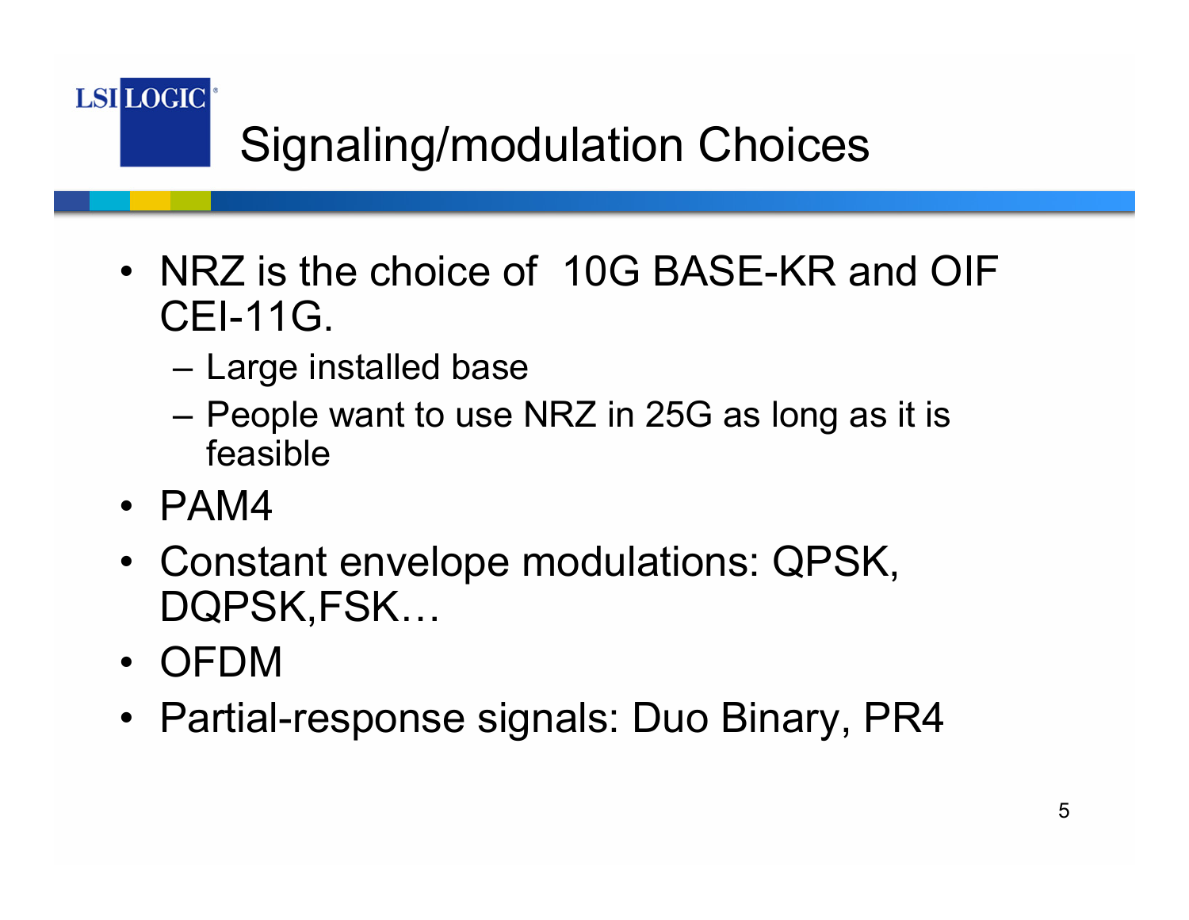# Signaling/modulation Choices

- NRZ is the choice of 10G BASE-KR and OIF CEI-11G.
  - Large installed base
  - People want to use NRZ in 25G as long as it is feasible
- PAM4
- Constant envelope modulations: QPSK, DQPSK,FSK…
- OFDM
- Partial-response signals: Duo Binary, PR4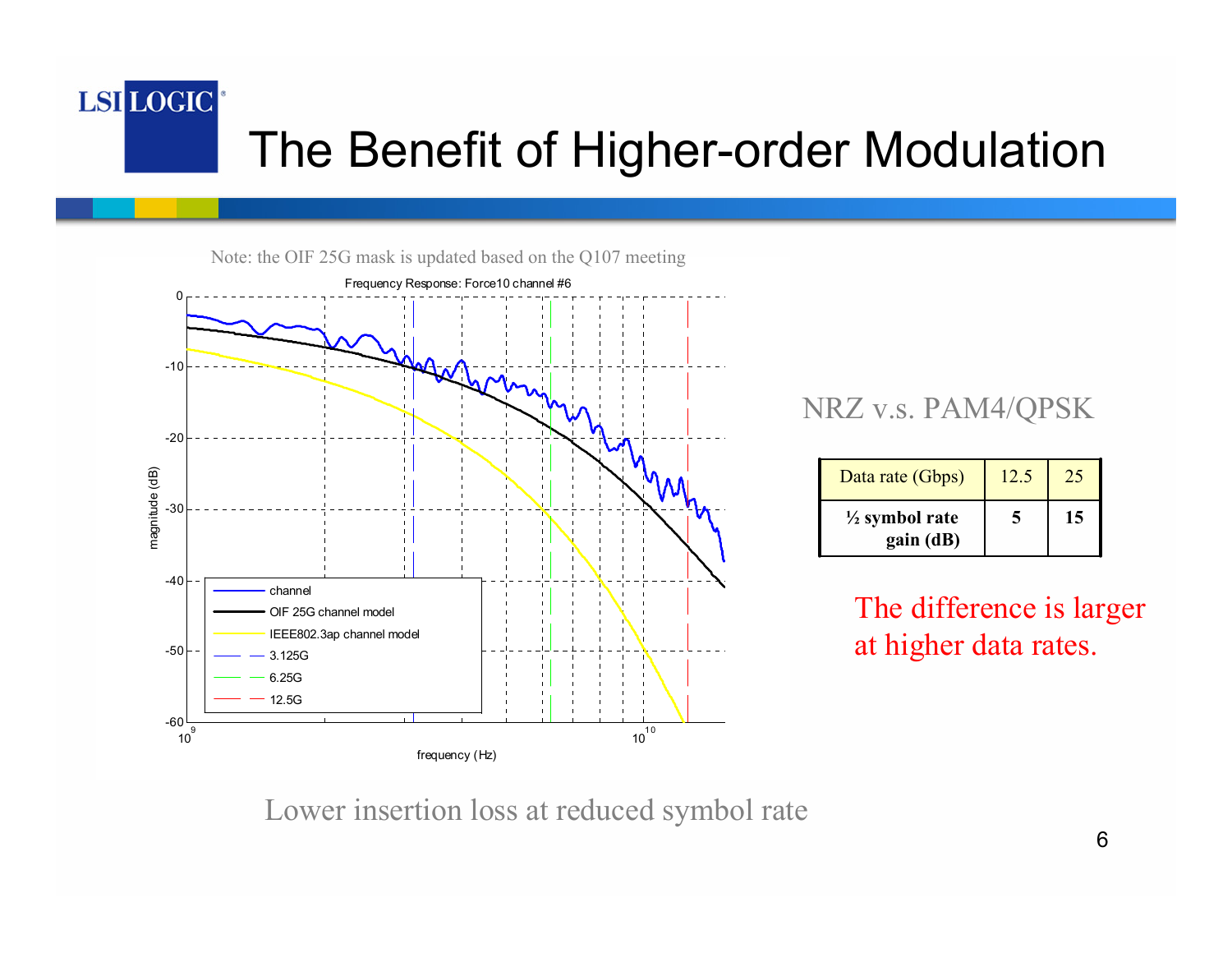# The Benefit of Higher-order Modulation

Note: the OIF 25G mask is updated based on the Q107 meeting

Frequency Response: Force10 channel #6

Lower insertion loss at reduced symbol rate

NRZ v.s. PAM4/QPSK

| Data rate (Gbps) | 12.5 | 25 |
|---|---|---|
| **½ symbol rate gain (dB)** | **5** | **15** |

The difference is larger at higher data rates.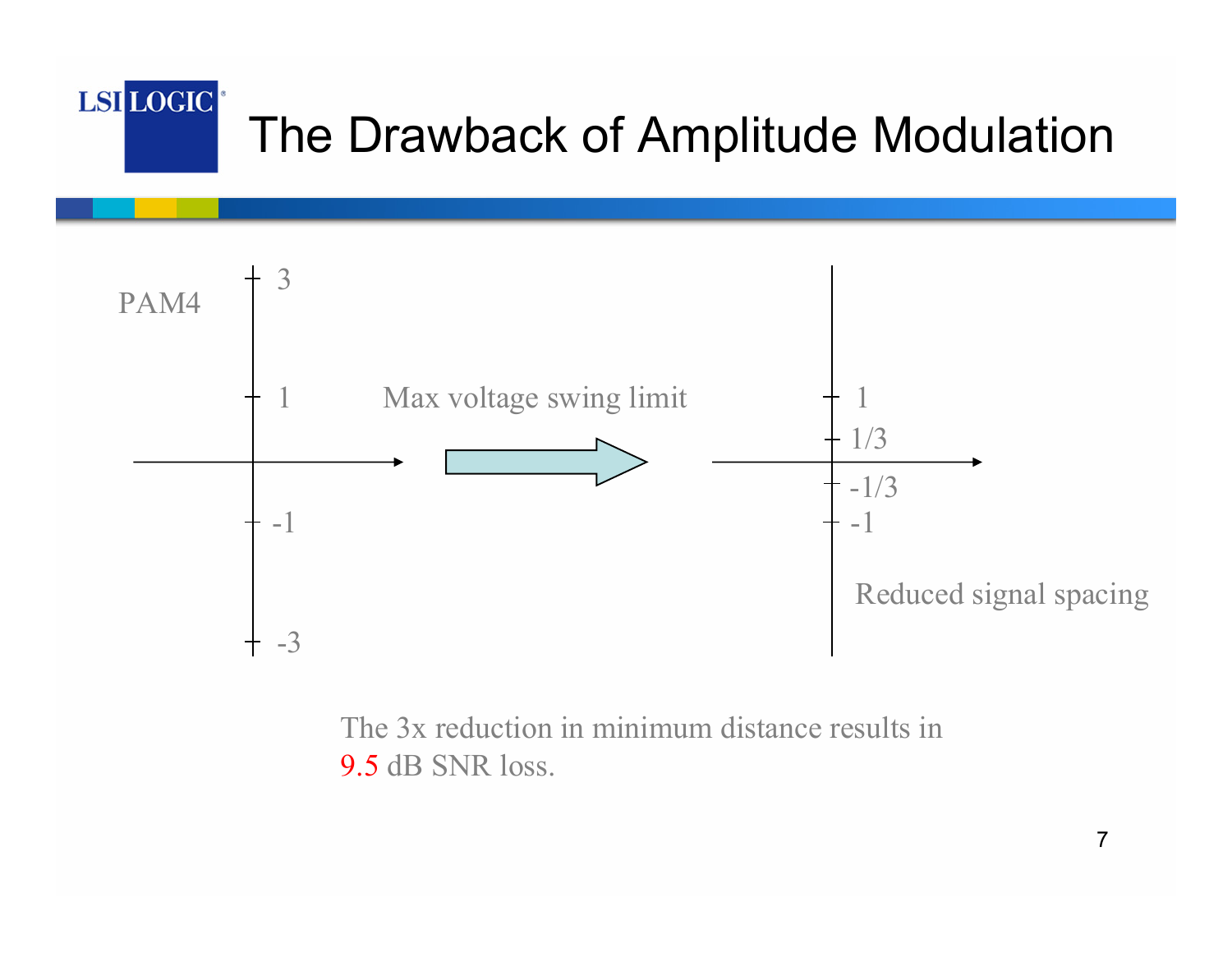# The Drawback of Amplitude Modulation

PAM4

3

1

-1

-3

Max voltage swing limit

1

1/3

-1/3

-1

Reduced signal spacing

The 3x reduction in minimum distance results in 9.5 dB SNR loss.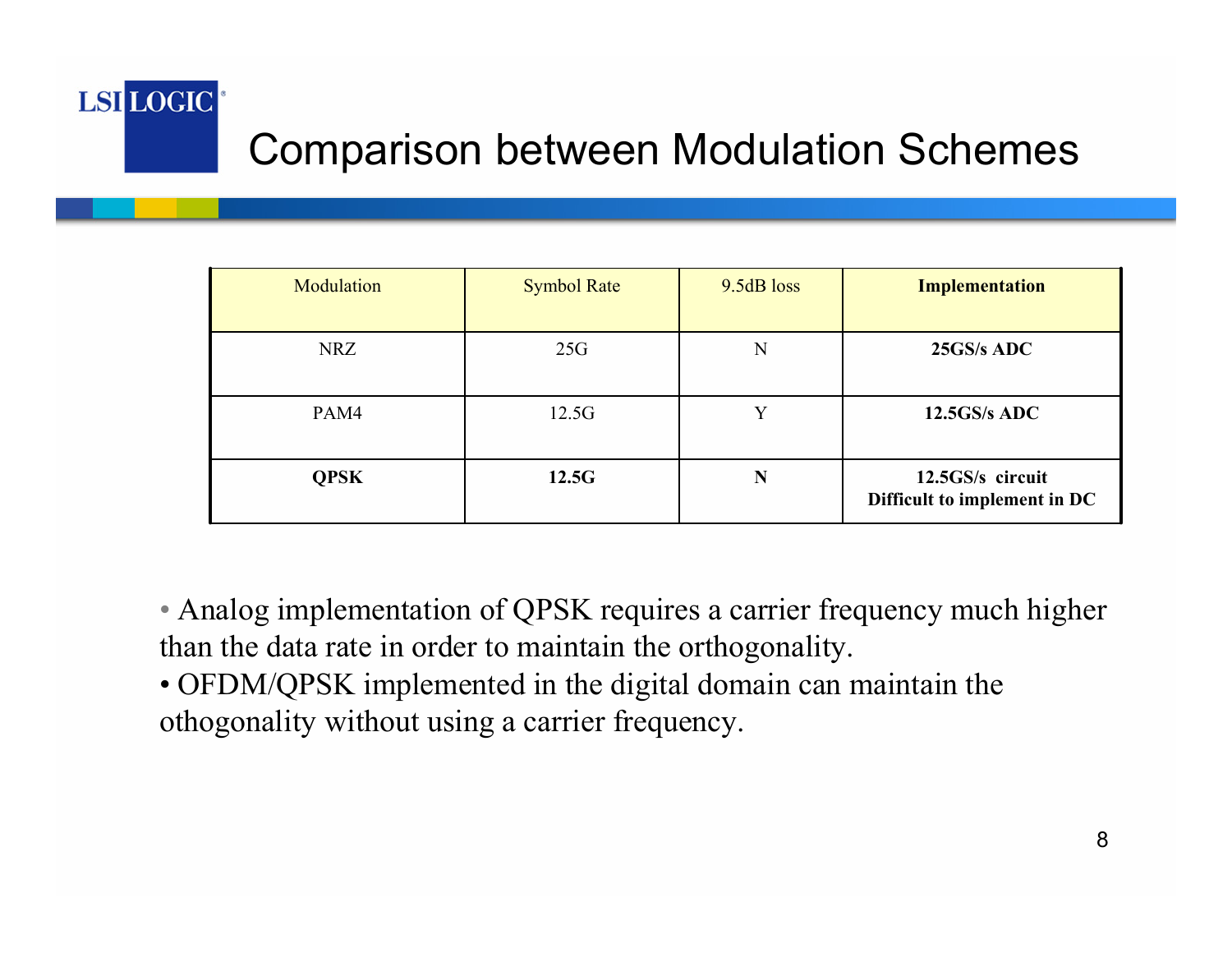# Comparison between Modulation Schemes

| Modulation | Symbol Rate | 9.5dB loss | **Implementation** |
|---|---|---|---|
| NRZ | 25G | N | **25GS/s ADC** |
| PAM4 | 12.5G | Y | **12.5GS/s ADC** |
| **QPSK** | **12.5G** | **N** | **12.5GS/s circuit Difficult to implement in DC** |

- Analog implementation of QPSK requires a carrier frequency much higher than the data rate in order to maintain the orthogonality.
- OFDM/QPSK implemented in the digital domain can maintain the othogonality without using a carrier frequency.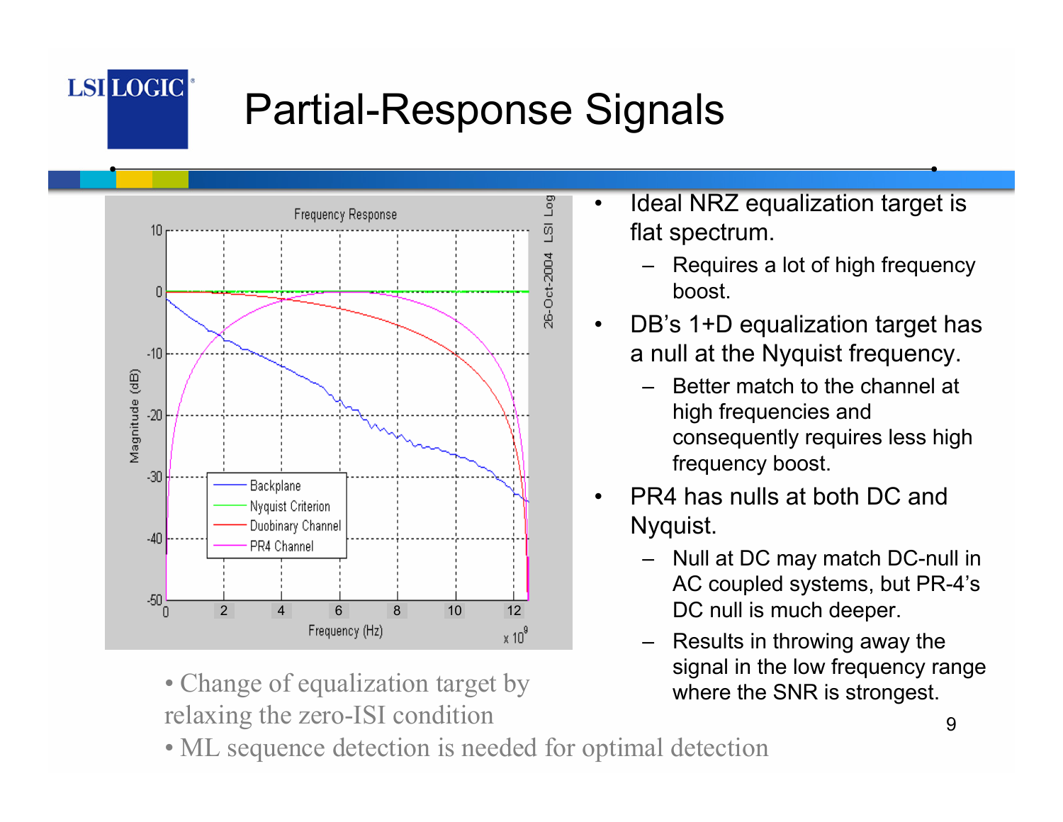# Partial-Response Signals

- Ideal NRZ equalization target is flat spectrum.
  - Requires a lot of high frequency boost.
- DB's 1+D equalization target has a null at the Nyquist frequency.
  - Better match to the channel at high frequencies and consequently requires less high frequency boost.
- PR4 has nulls at both DC and Nyquist.
  - Null at DC may match DC-null in AC coupled systems, but PR-4's DC null is much deeper.
  - Results in throwing away the signal in the low frequency range where the SNR is strongest.

- Change of equalization target by relaxing the zero-ISI condition
- ML sequence detection is needed for optimal detection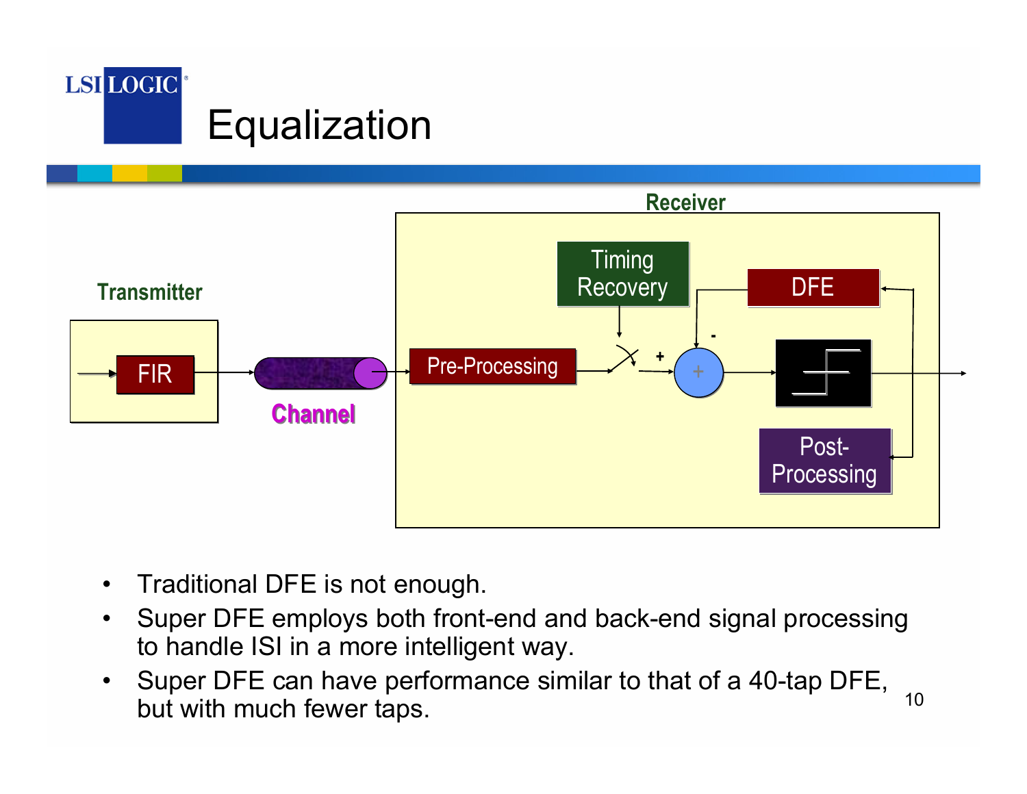# Equalization

- Traditional DFE is not enough.
- Super DFE employs both front-end and back-end signal processing to handle ISI in a more intelligent way.
- Super DFE can have performance similar to that of a 40-tap DFE, but with much fewer taps.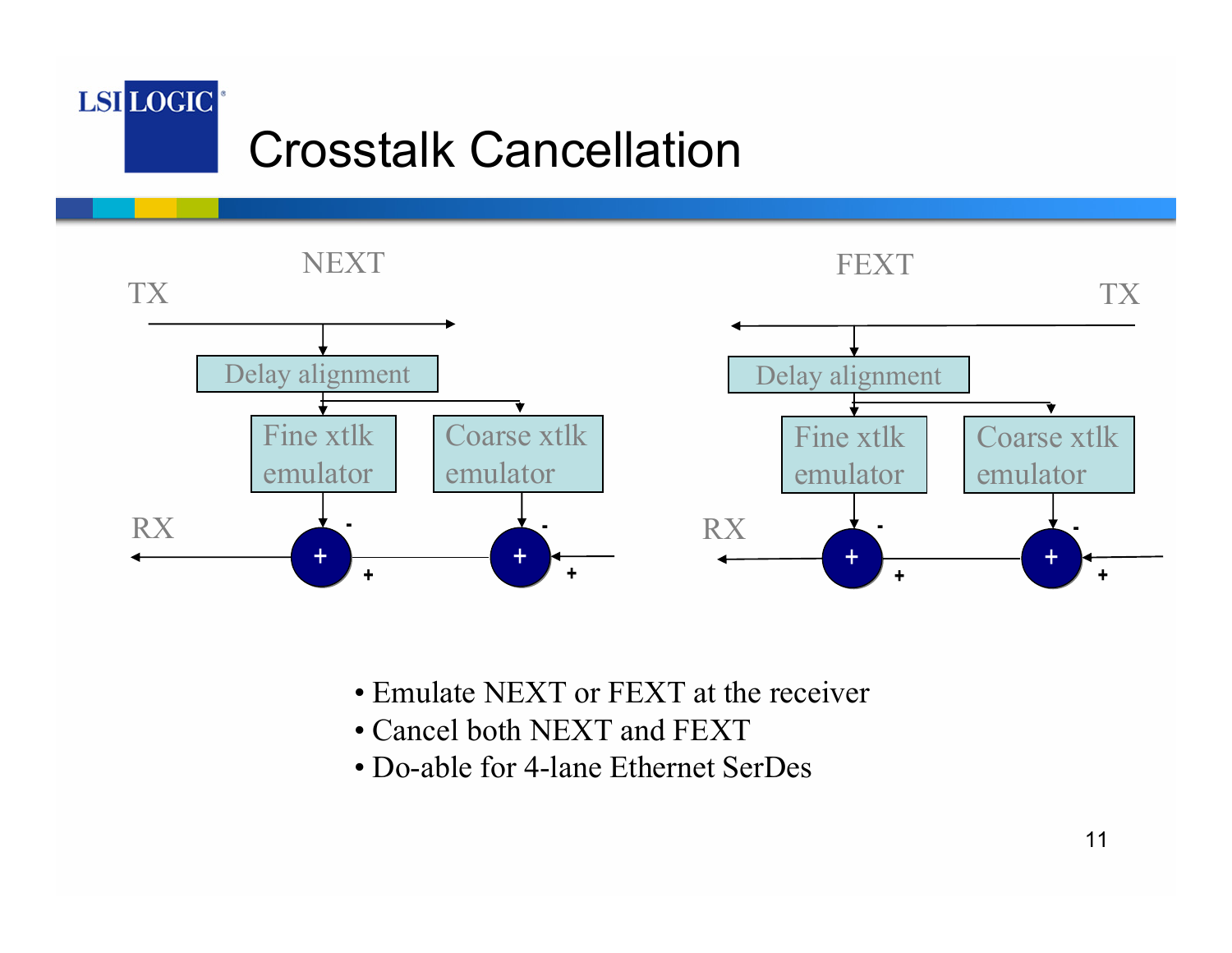# Crosstalk Cancellation

NEXT

TX

Delay alignment

Fine xtlk emulator

Coarse xtlk emulator

RX

FEXT

TX

Delay alignment

Fine xtlk emulator

Coarse xtlk emulator

RX

- Emulate NEXT or FEXT at the receiver
- Cancel both NEXT and FEXT
- Do-able for 4-lane Ethernet SerDes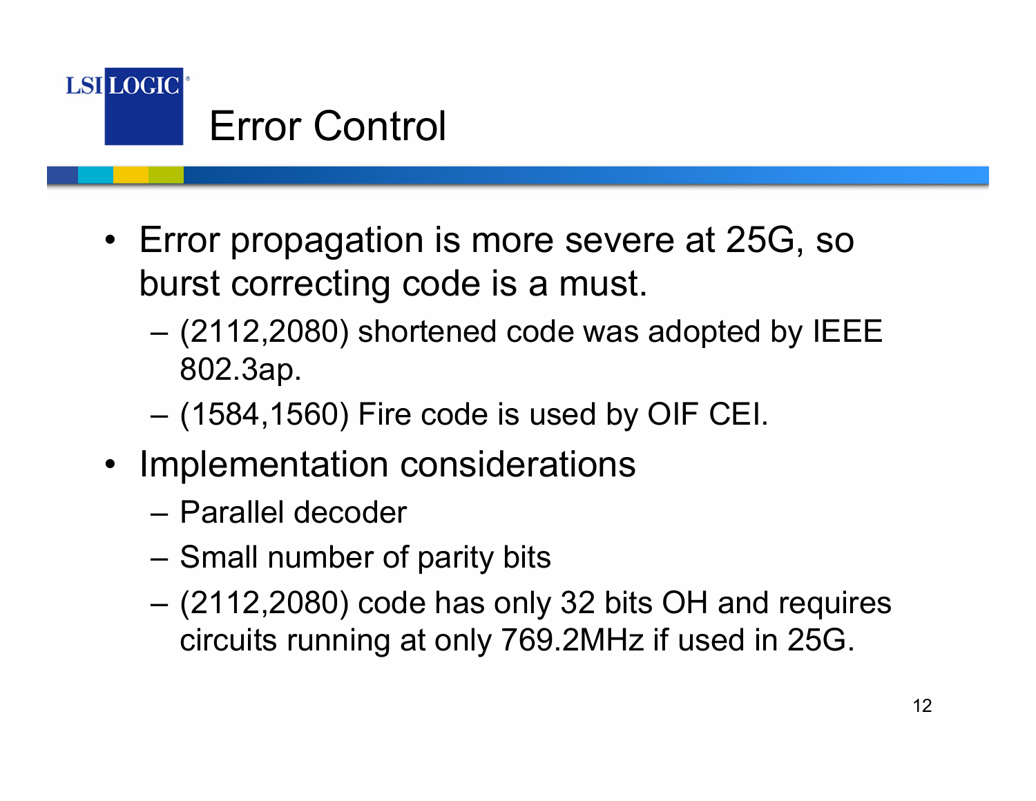# Error Control

- Error propagation is more severe at 25G, so burst correcting code is a must.
  - (2112,2080) shortened code was adopted by IEEE 802.3ap.
  - (1584,1560) Fire code is used by OIF CEI.
- Implementation considerations
  - Parallel decoder
  - Small number of parity bits
  - (2112,2080) code has only 32 bits OH and requires circuits running at only 769.2MHz if used in 25G.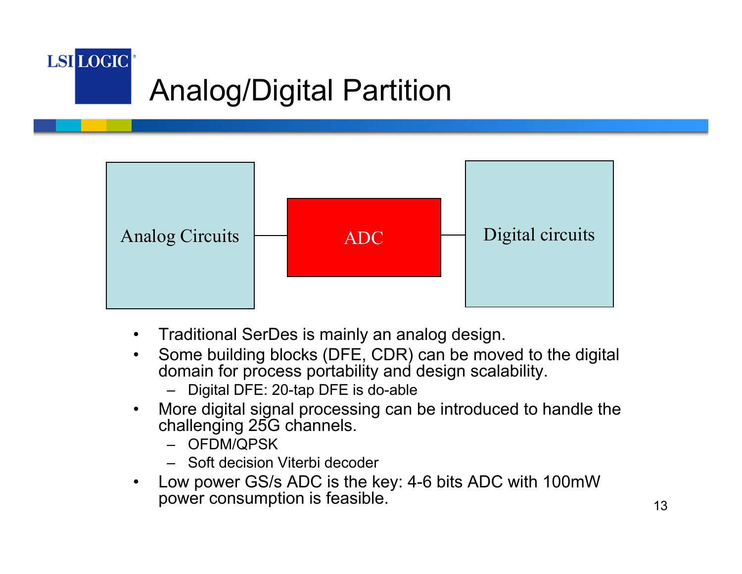# Analog/Digital Partition

Analog Circuits — ADC — Digital circuits

- Traditional SerDes is mainly an analog design.
- Some building blocks (DFE, CDR) can be moved to the digital domain for process portability and design scalability.
  - Digital DFE: 20-tap DFE is do-able
- More digital signal processing can be introduced to handle the challenging 25G channels.
  - OFDM/QPSK
  - Soft decision Viterbi decoder
- Low power GS/s ADC is the key: 4-6 bits ADC with 100mW power consumption is feasible.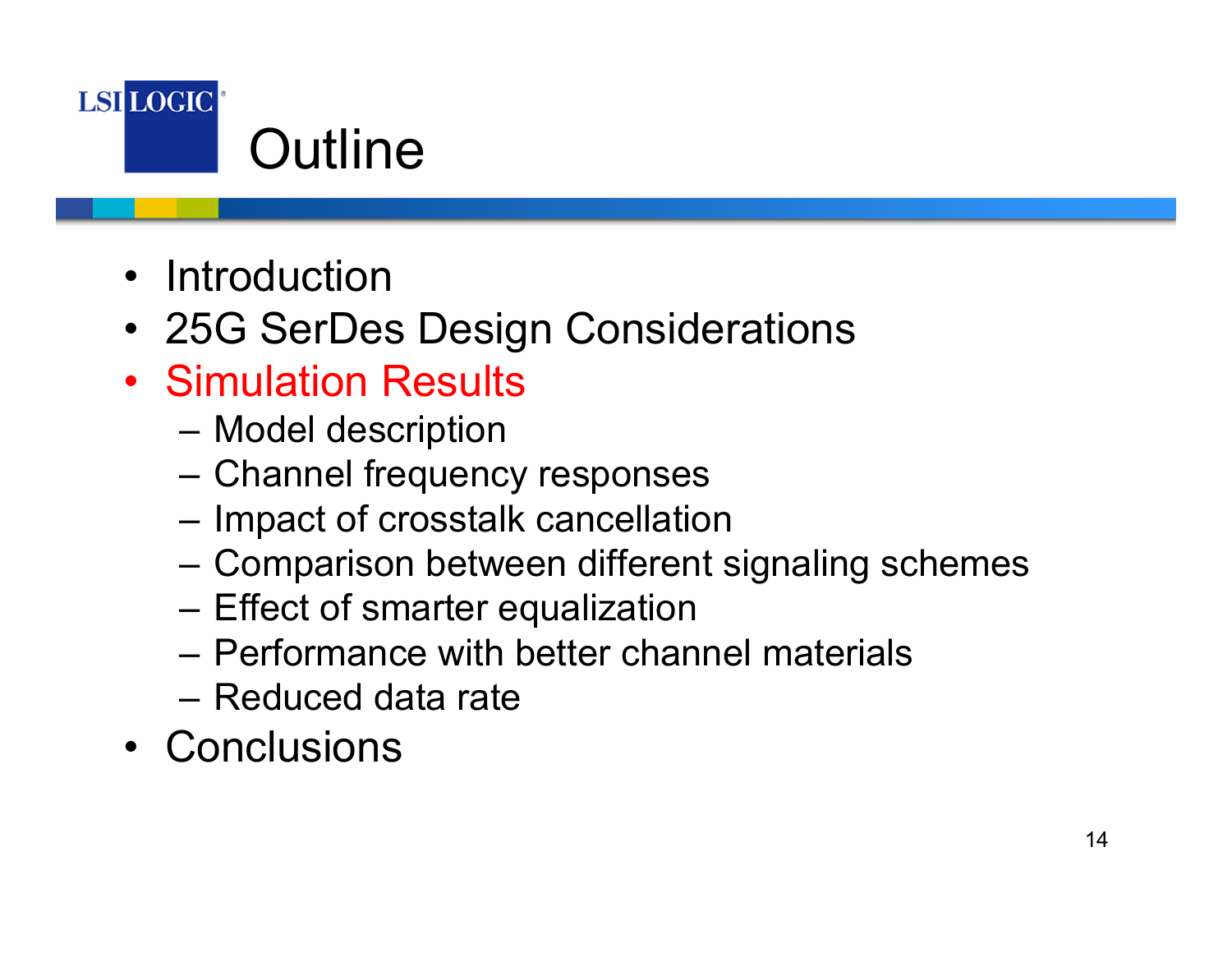# Outline

- Introduction
- 25G SerDes Design Considerations
- Simulation Results
  - Model description
  - Channel frequency responses
  - Impact of crosstalk cancellation
  - Comparison between different signaling schemes
  - Effect of smarter equalization
  - Performance with better channel materials
  - Reduced data rate
- Conclusions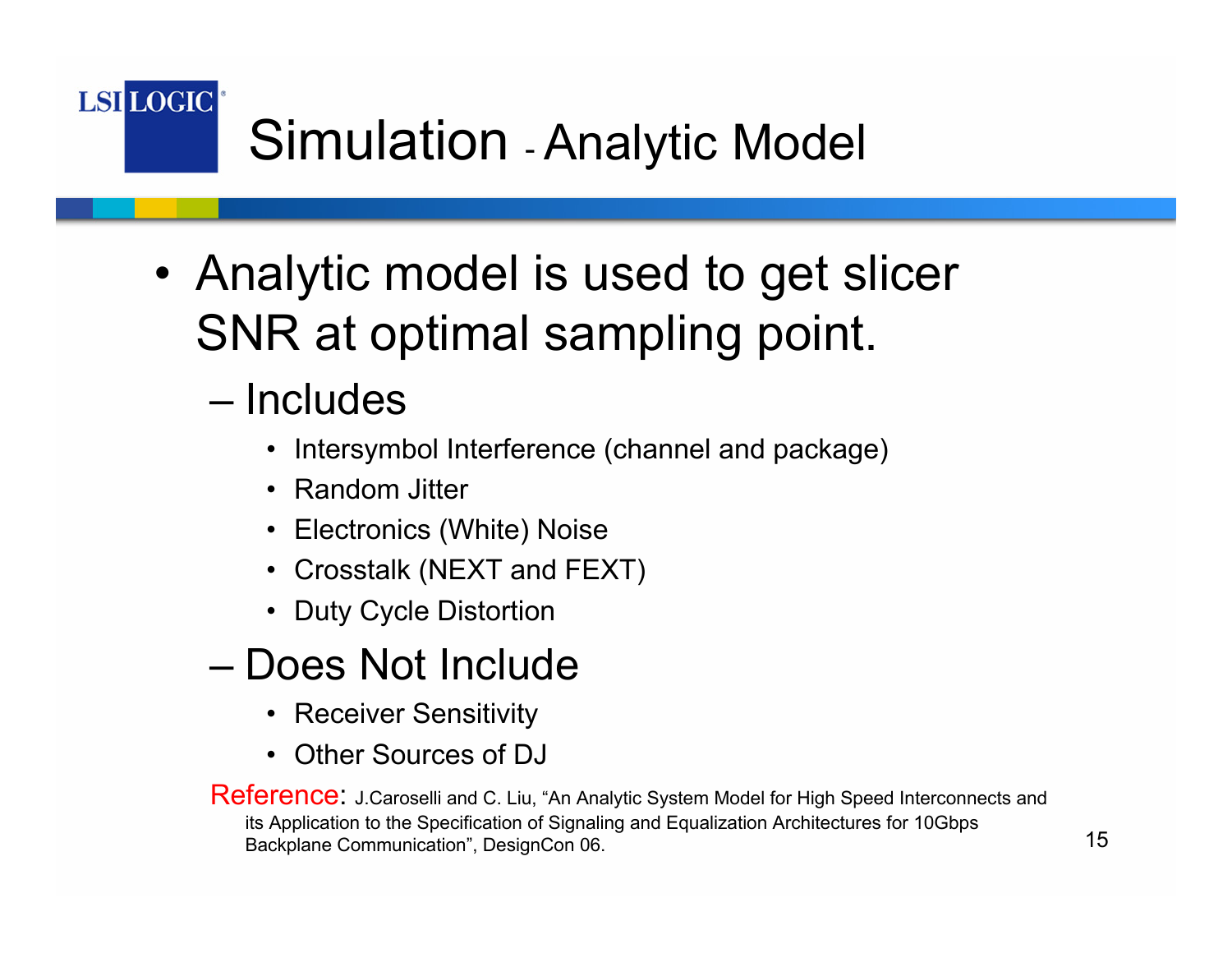# Simulation - Analytic Model

- Analytic model is used to get slicer SNR at optimal sampling point.
  - Includes
    - Intersymbol Interference (channel and package)
    - Random Jitter
    - Electronics (White) Noise
    - Crosstalk (NEXT and FEXT)
    - Duty Cycle Distortion
  - Does Not Include
    - Receiver Sensitivity
    - Other Sources of DJ

Reference: J.Caroselli and C. Liu, "An Analytic System Model for High Speed Interconnects and its Application to the Specification of Signaling and Equalization Architectures for 10Gbps Backplane Communication", DesignCon 06.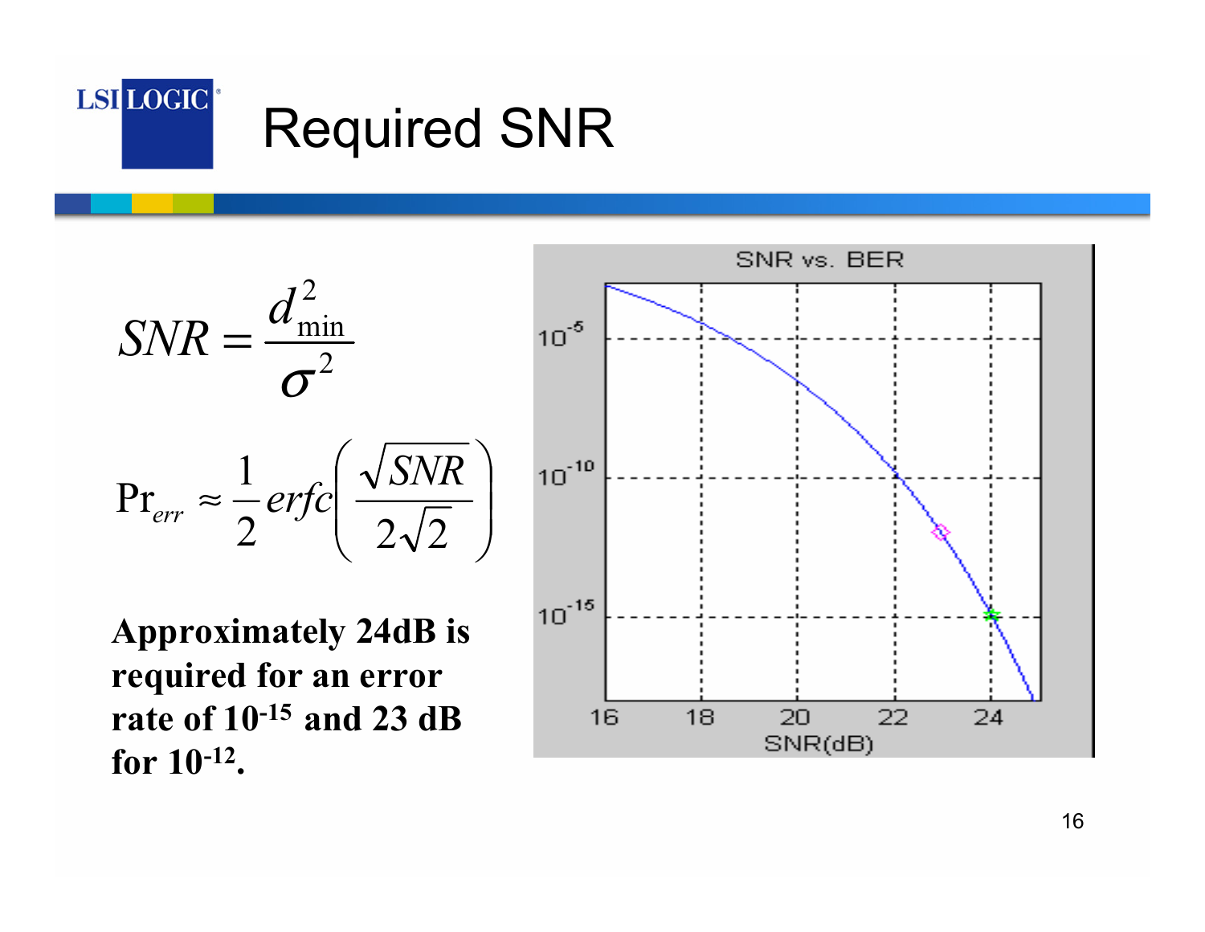# Required SNR

$$SNR = \frac{d_{\min}^2}{\sigma^2}$$

$$\Pr_{err} \approx \frac{1}{2} erfc\left(\frac{\sqrt{SNR}}{2\sqrt{2}}\right)$$

**Approximately 24dB is required for an error rate of $10^{-15}$ and 23 dB for $10^{-12}$.**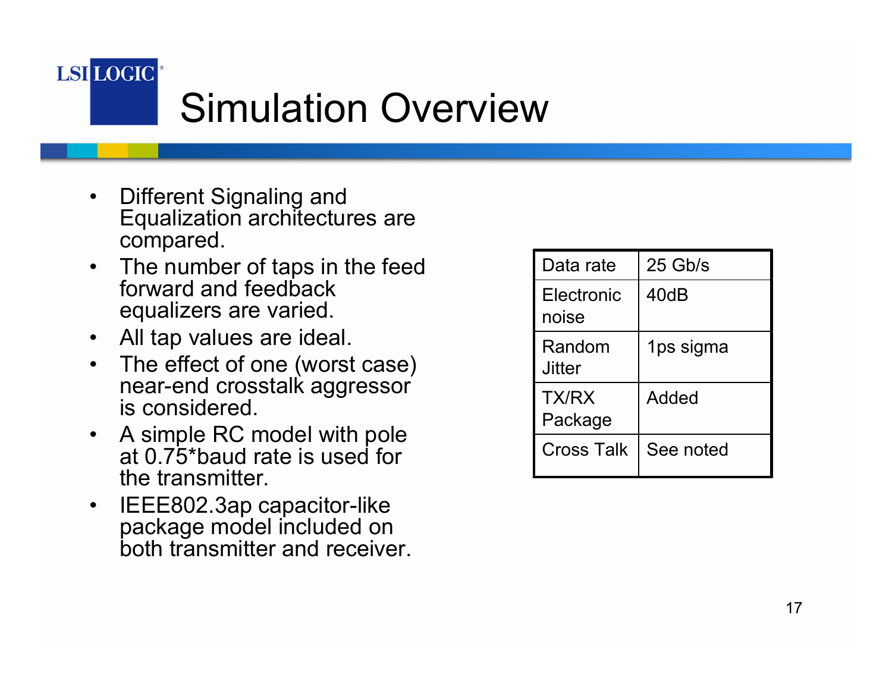# Simulation Overview

- Different Signaling and Equalization architectures are compared.
- The number of taps in the feed forward and feedback equalizers are varied.
- All tap values are ideal.
- The effect of one (worst case) near-end crosstalk aggressor is considered.
- A simple RC model with pole at 0.75*baud rate is used for the transmitter.
- IEEE802.3ap capacitor-like package model included on both transmitter and receiver.

| Data rate | 25 Gb/s |
|---|---|
| Electronic noise | 40dB |
| Random Jitter | 1ps sigma |
| TX/RX Package | Added |
| Cross Talk | See noted |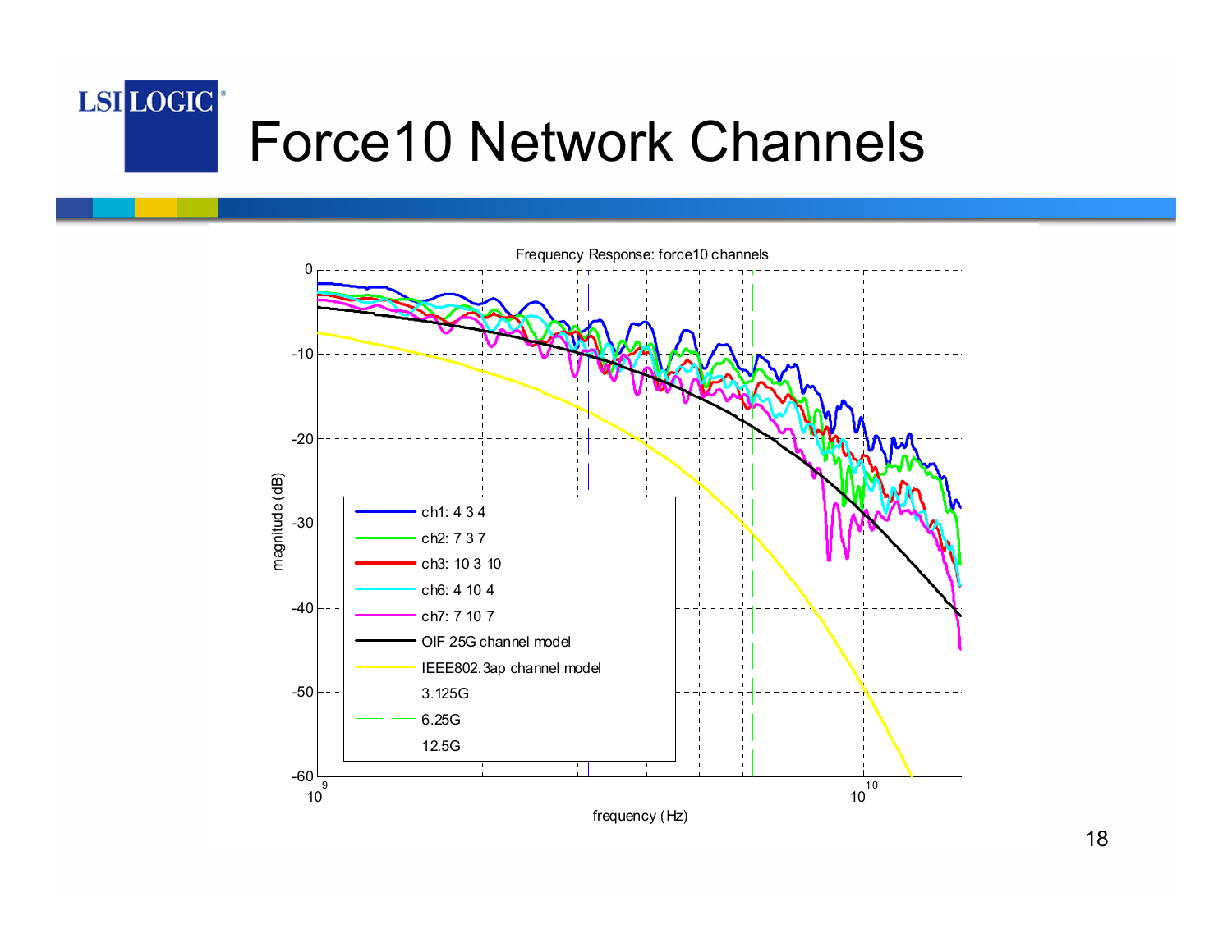# Force10 Network Channels

Frequency Response: force10 channels

magnitude (dB)

frequency (Hz)

- ch1: 4 3 4
- ch2: 7 3 7
- ch3: 10 3 10
- ch6: 4 10 4
- ch7: 7 10 7
- OIF 25G channel model
- IEEE802.3ap channel model
- 3.125G
- 6.25G
- 12.5G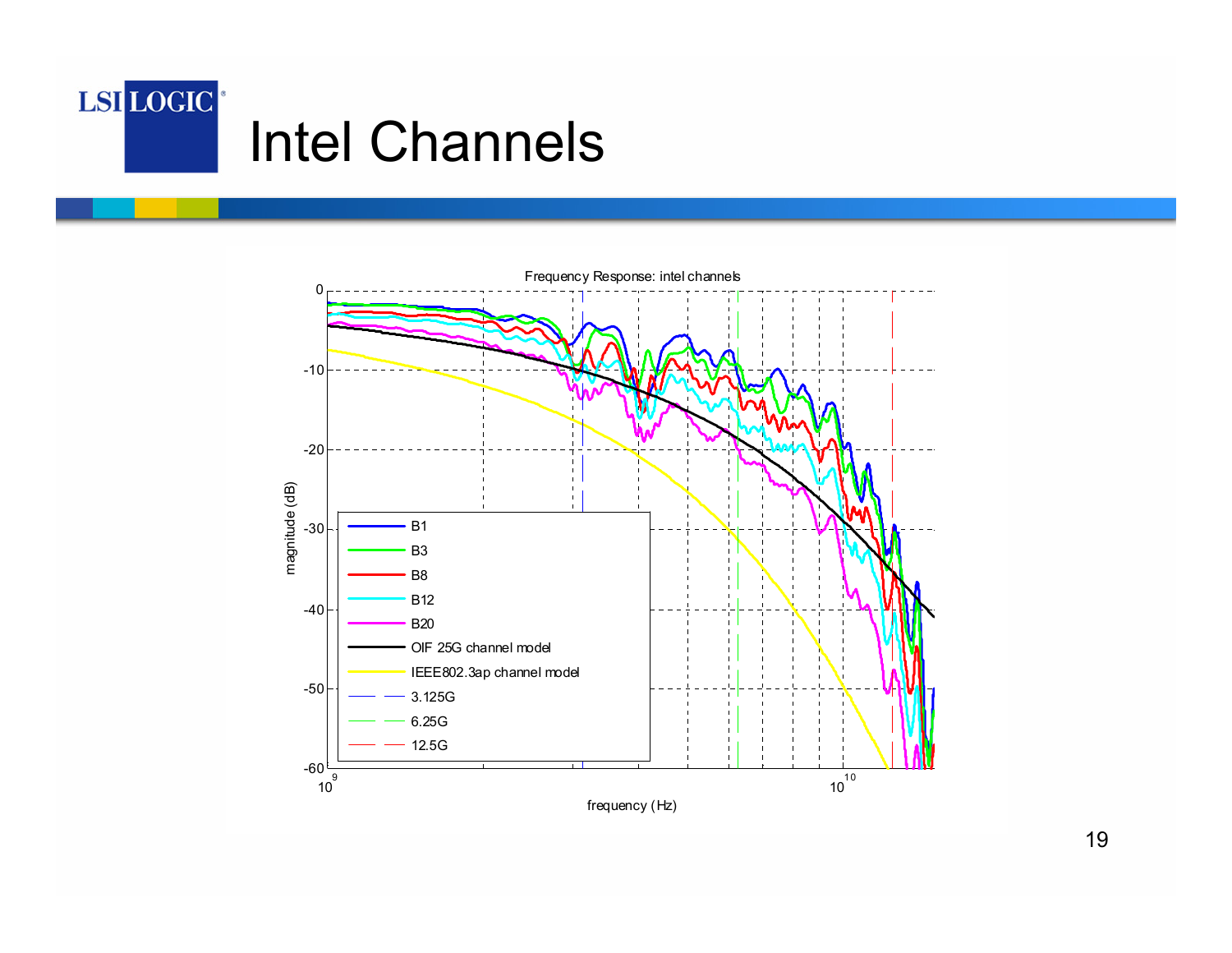# Intel Channels

Frequency Response: intel channels

magnitude (dB)

frequency (Hz)

- B1
- B3
- B8
- B12
- B20
- OIF 25G channel model
- IEEE802.3ap channel model
- 3.125G
- 6.25G
- 12.5G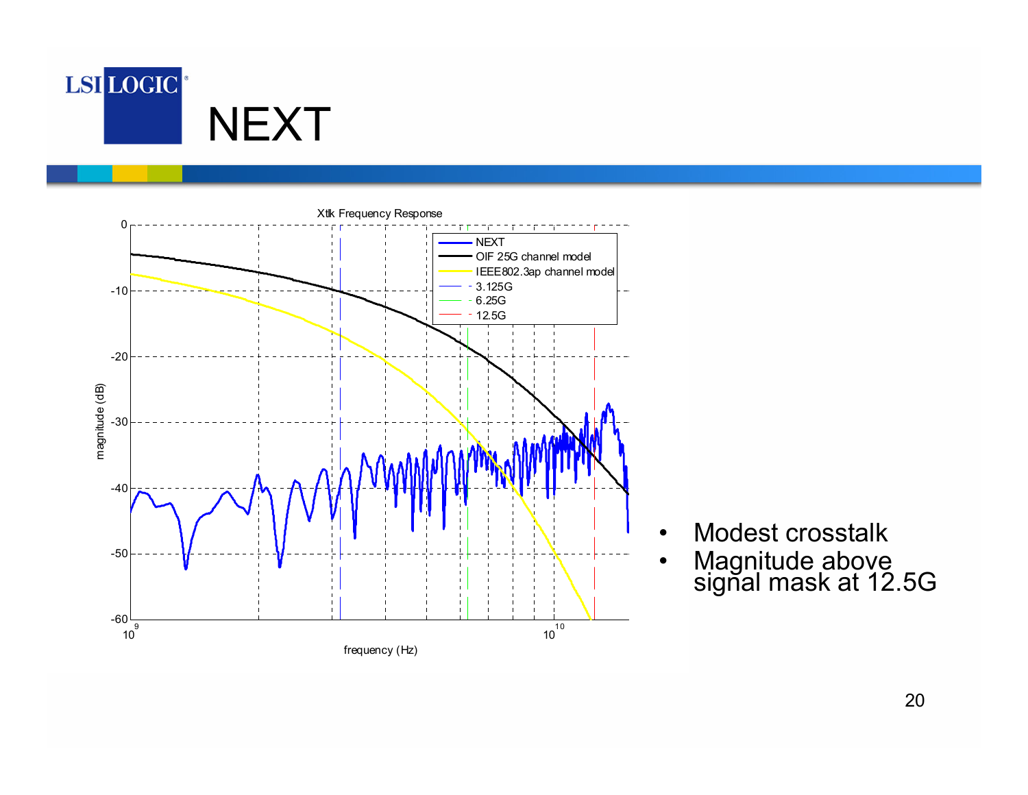# NEXT

- Modest crosstalk
- Magnitude above signal mask at 12.5G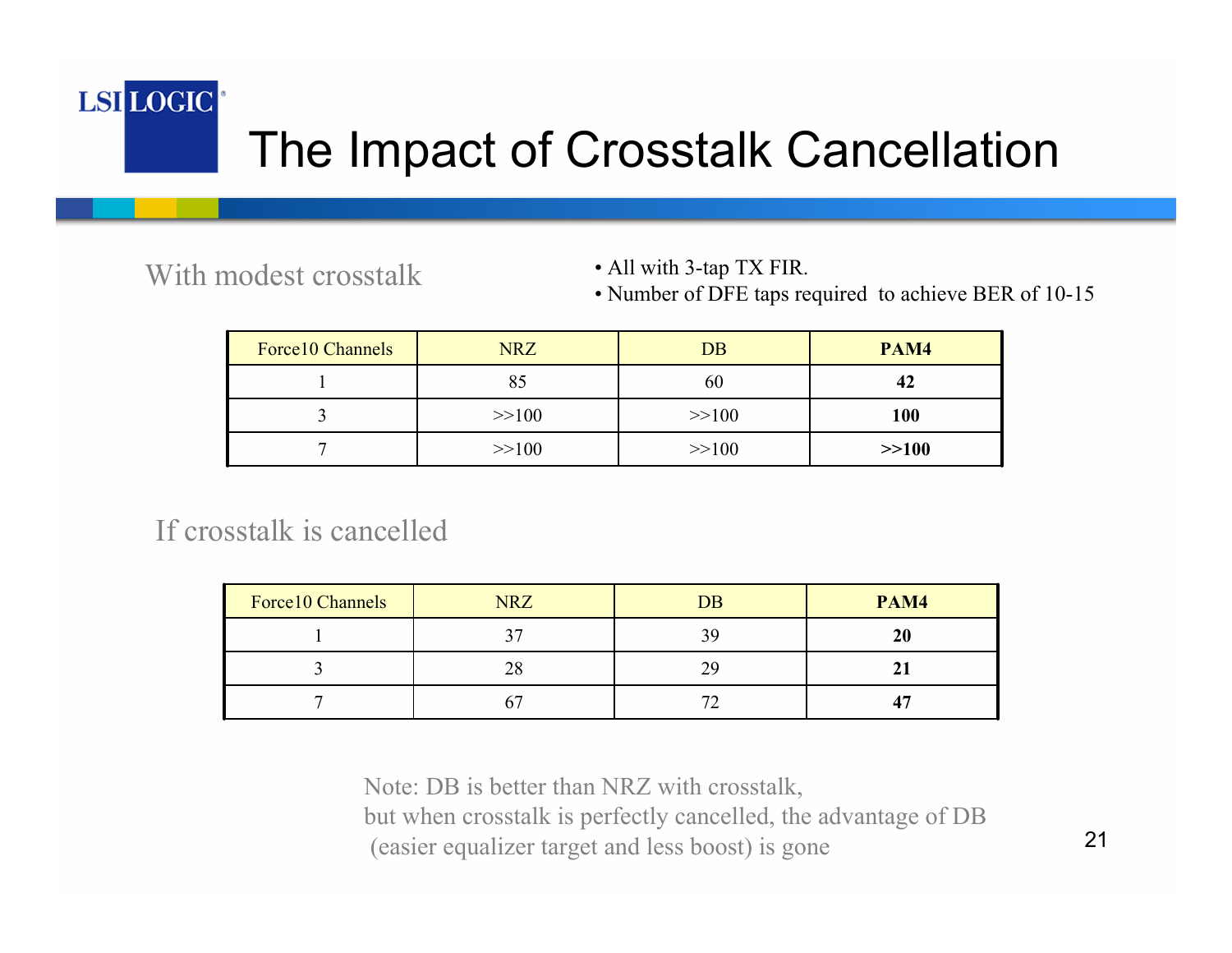# The Impact of Crosstalk Cancellation

With modest crosstalk

- All with 3-tap TX FIR.
- Number of DFE taps required to achieve BER of 10-15

| Force10 Channels | NRZ | DB | **PAM4** |
|---|---|---|---|
| 1 | 85 | 60 | **42** |
| 3 | >>100 | >>100 | **100** |
| 7 | >>100 | >>100 | **>>100** |

If crosstalk is cancelled

| Force10 Channels | NRZ | DB | **PAM4** |
|---|---|---|---|
| 1 | 37 | 39 | **20** |
| 3 | 28 | 29 | **21** |
| 7 | 67 | 72 | **47** |

Note: DB is better than NRZ with crosstalk,
but when crosstalk is perfectly cancelled, the advantage of DB
(easier equalizer target and less boost) is gone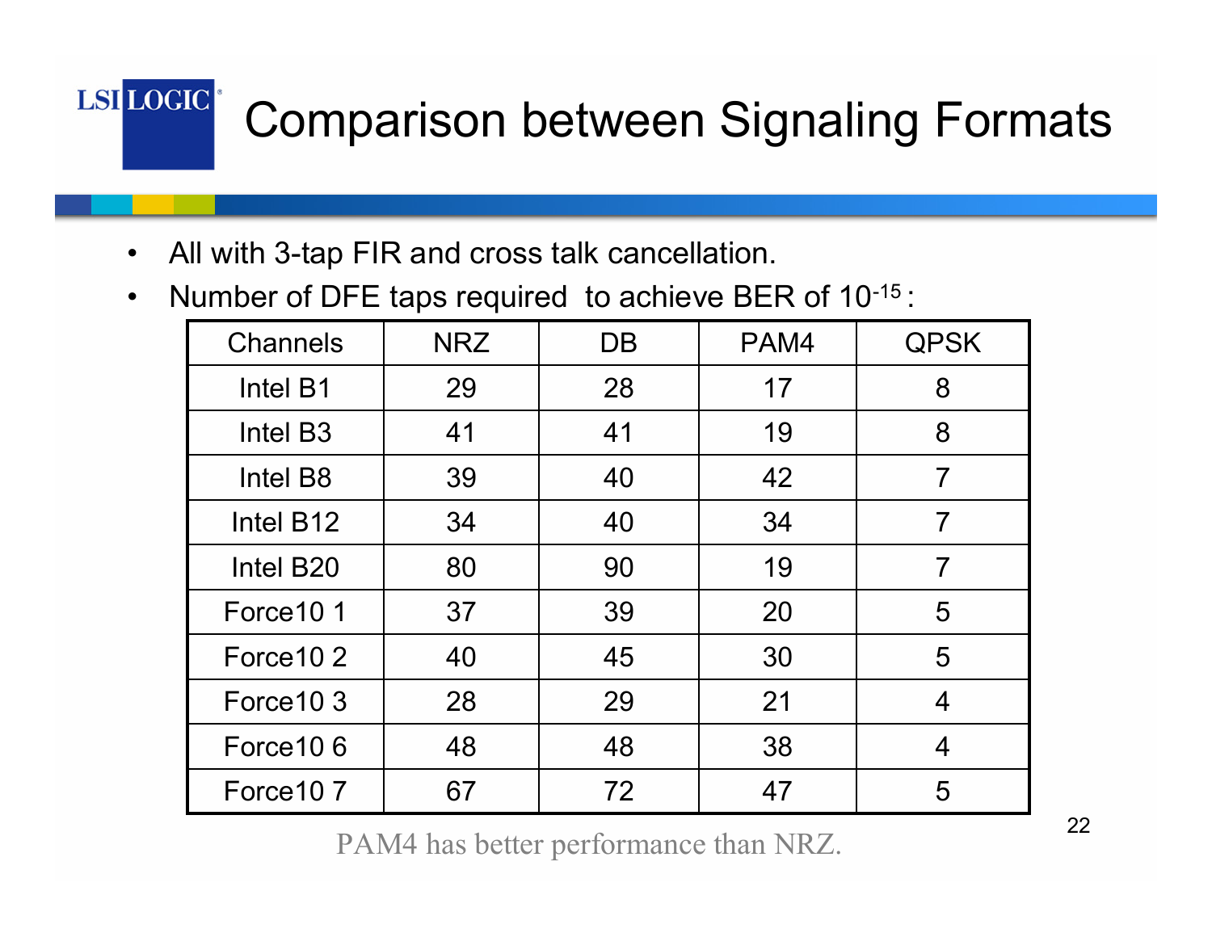# Comparison between Signaling Formats

- All with 3-tap FIR and cross talk cancellation.
- Number of DFE taps required to achieve BER of $10^{-15}$:

| Channels | NRZ | DB | PAM4 | QPSK |
|---|---|---|---|---|
| Intel B1 | 29 | 28 | 17 | 8 |
| Intel B3 | 41 | 41 | 19 | 8 |
| Intel B8 | 39 | 40 | 42 | 7 |
| Intel B12 | 34 | 40 | 34 | 7 |
| Intel B20 | 80 | 90 | 19 | 7 |
| Force10 1 | 37 | 39 | 20 | 5 |
| Force10 2 | 40 | 45 | 30 | 5 |
| Force10 3 | 28 | 29 | 21 | 4 |
| Force10 6 | 48 | 48 | 38 | 4 |
| Force10 7 | 67 | 72 | 47 | 5 |

PAM4 has better performance than NRZ.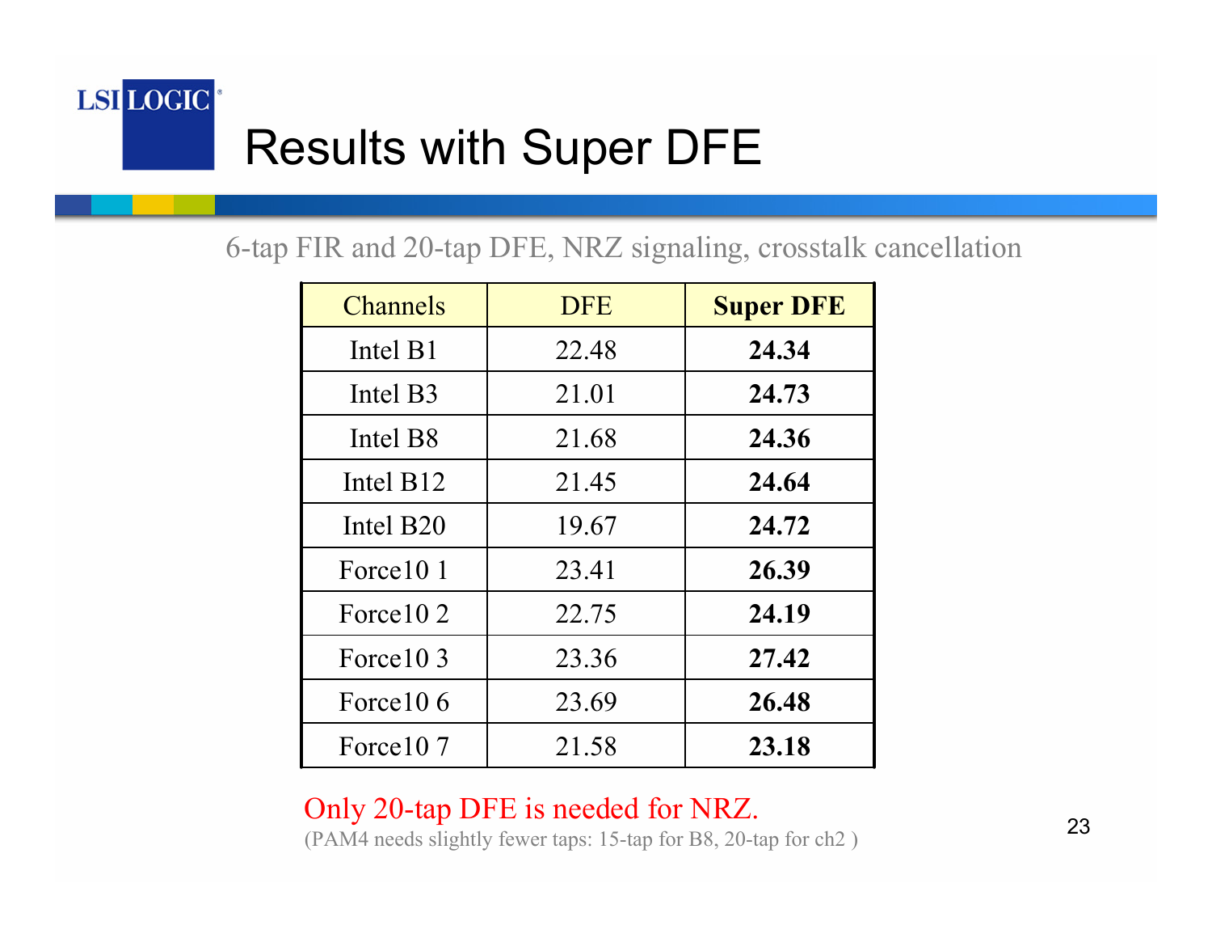# Results with Super DFE

6-tap FIR and 20-tap DFE, NRZ signaling, crosstalk cancellation

| Channels | DFE | **Super DFE** |
|---|---|---|
| Intel B1 | 22.48 | **24.34** |
| Intel B3 | 21.01 | **24.73** |
| Intel B8 | 21.68 | **24.36** |
| Intel B12 | 21.45 | **24.64** |
| Intel B20 | 19.67 | **24.72** |
| Force10 1 | 23.41 | **26.39** |
| Force10 2 | 22.75 | **24.19** |
| Force10 3 | 23.36 | **27.42** |
| Force10 6 | 23.69 | **26.48** |
| Force10 7 | 21.58 | **23.18** |

Only 20-tap DFE is needed for NRZ.

(PAM4 needs slightly fewer taps: 15-tap for B8, 20-tap for ch2 )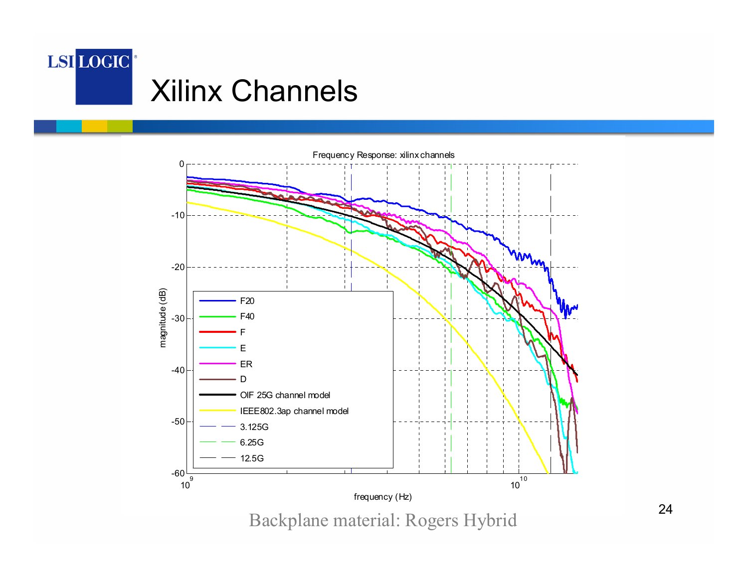# Xilinx Channels

Backplane material: Rogers Hybrid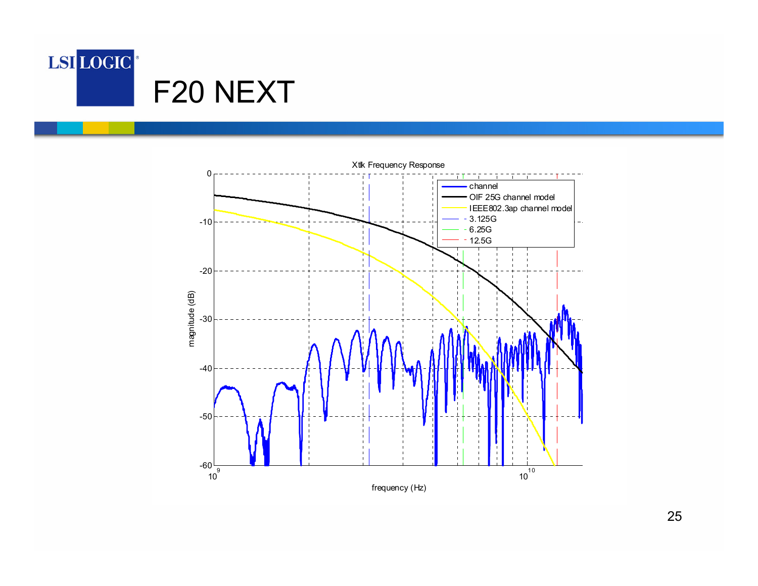# F20 NEXT

Xtlk Frequency Response

- channel
- OIF 25G channel model
- IEEE802.3ap channel model
- 3.125G
- 6.25G
- 12.5G

magnitude (dB)

frequency (Hz)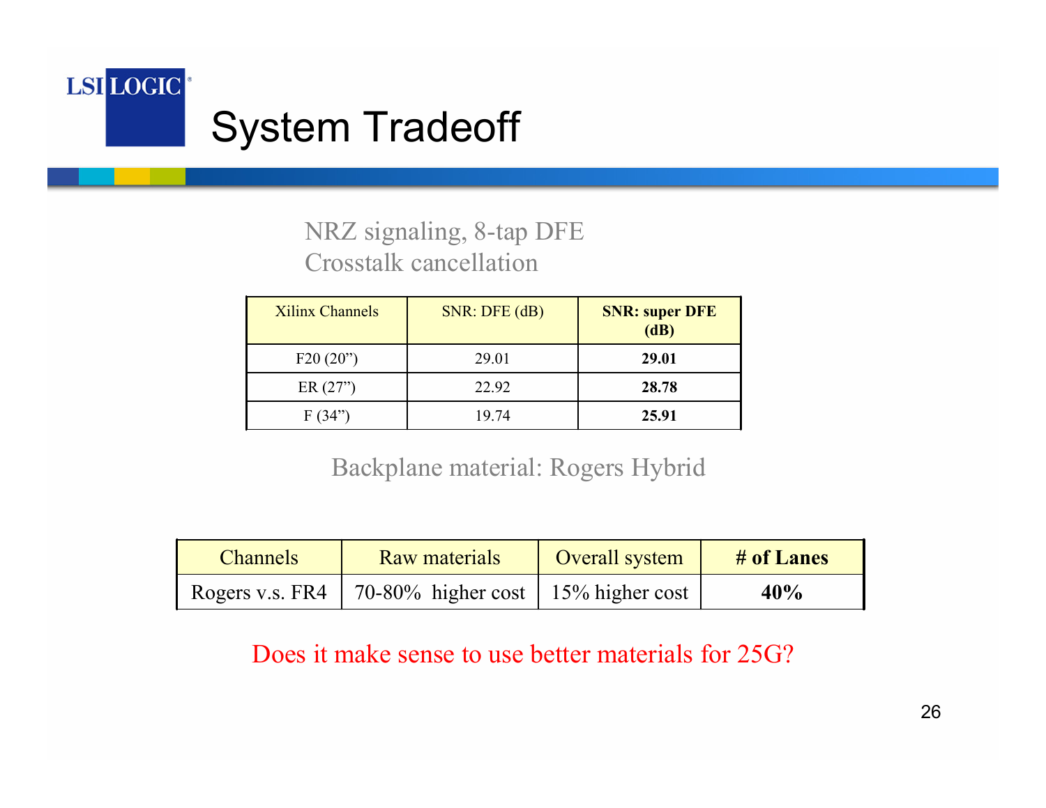# System Tradeoff

NRZ signaling, 8-tap DFE
Crosstalk cancellation

| Xilinx Channels | SNR: DFE (dB) | **SNR: super DFE (dB)** |
|---|---|---|
| F20 (20") | 29.01 | **29.01** |
| ER (27") | 22.92 | **28.78** |
| F (34") | 19.74 | **25.91** |

Backplane material: Rogers Hybrid

| Channels | Raw materials | Overall system | **# of Lanes** |
|---|---|---|---|
| Rogers v.s. FR4 | 70-80% higher cost | 15% higher cost | **40%** |

Does it make sense to use better materials for 25G?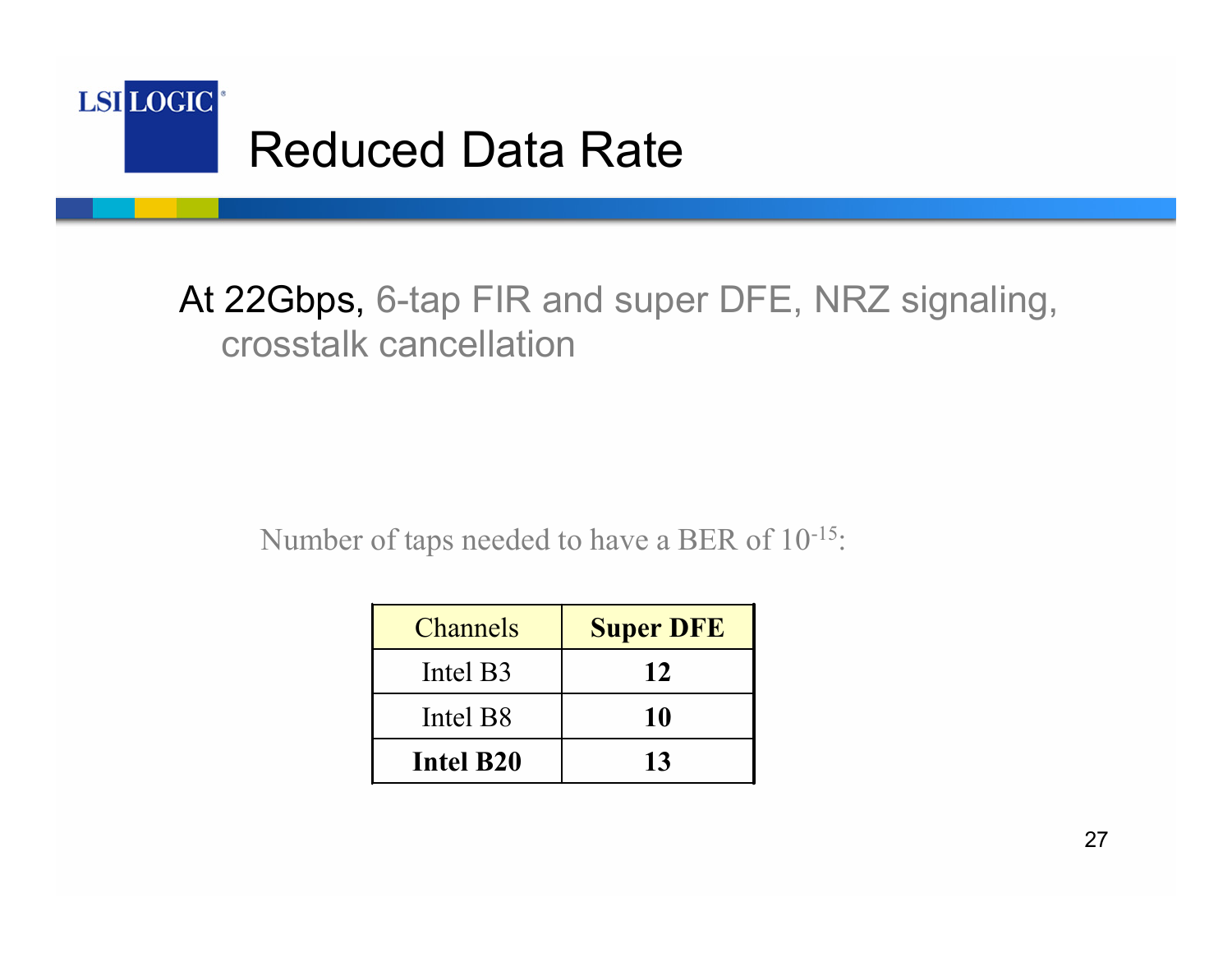# Reduced Data Rate

At 22Gbps, 6-tap FIR and super DFE, NRZ signaling, crosstalk cancellation

Number of taps needed to have a BER of $10^{-15}$:

| Channels | **Super DFE** |
|---|---|
| Intel B3 | **12** |
| Intel B8 | **10** |
| **Intel B20** | **13** |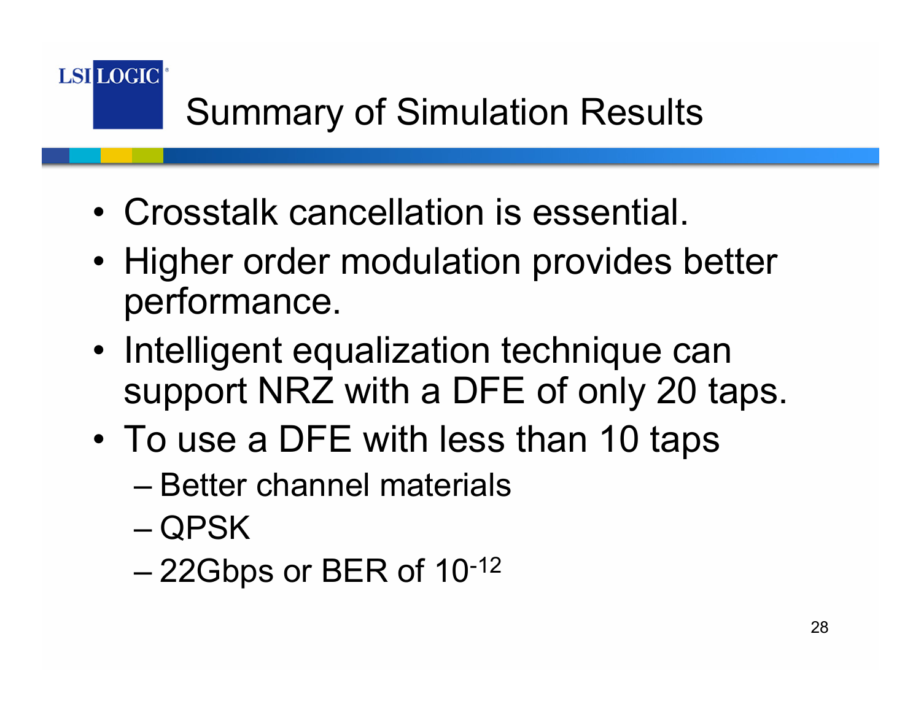# Summary of Simulation Results

- Crosstalk cancellation is essential.
- Higher order modulation provides better performance.
- Intelligent equalization technique can support NRZ with a DFE of only 20 taps.
- To use a DFE with less than 10 taps
  - Better channel materials
  - QPSK
  - 22Gbps or BER of $10^{-12}$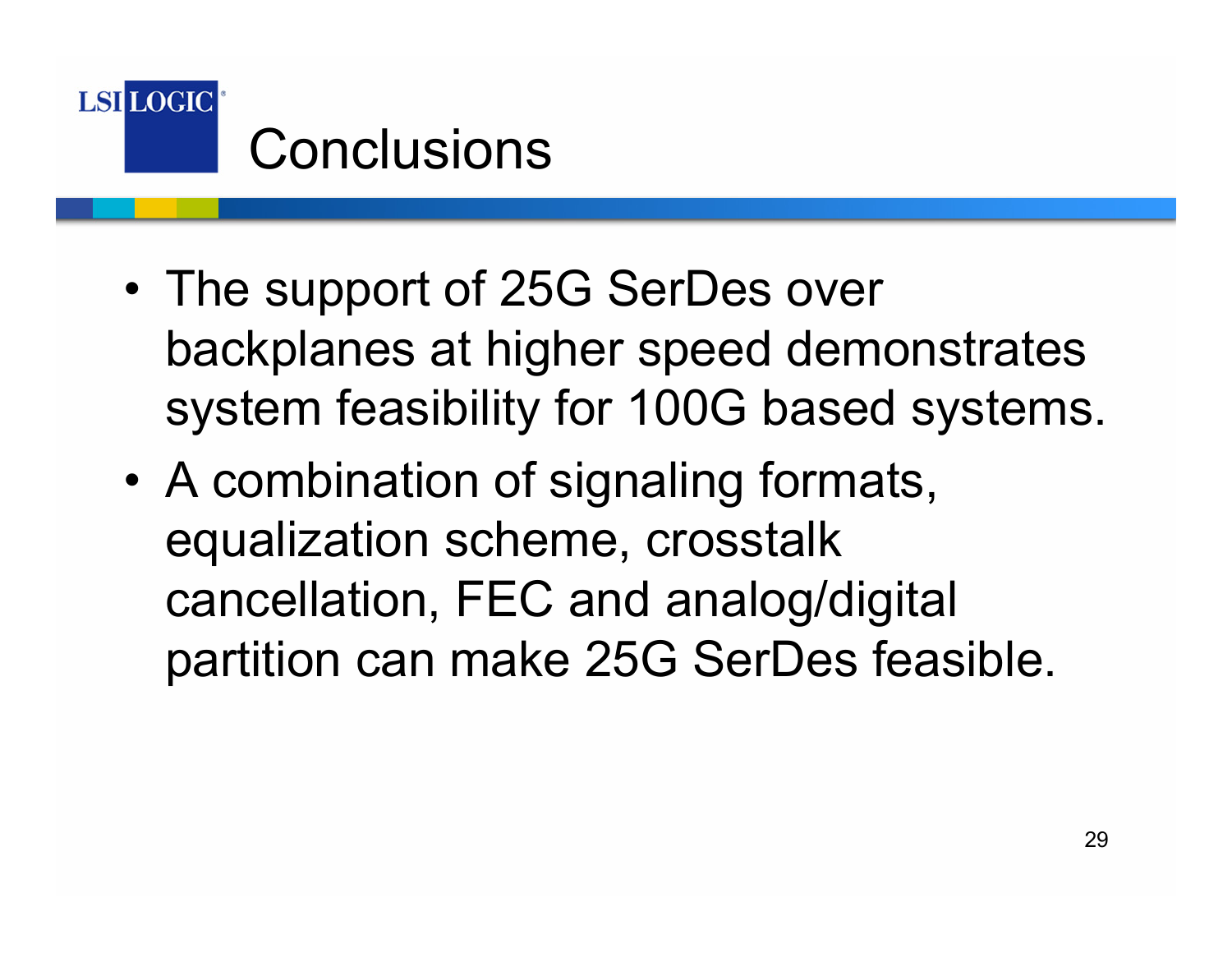# Conclusions

- The support of 25G SerDes over backplanes at higher speed demonstrates system feasibility for 100G based systems.
- A combination of signaling formats, equalization scheme, crosstalk cancellation, FEC and analog/digital partition can make 25G SerDes feasible.